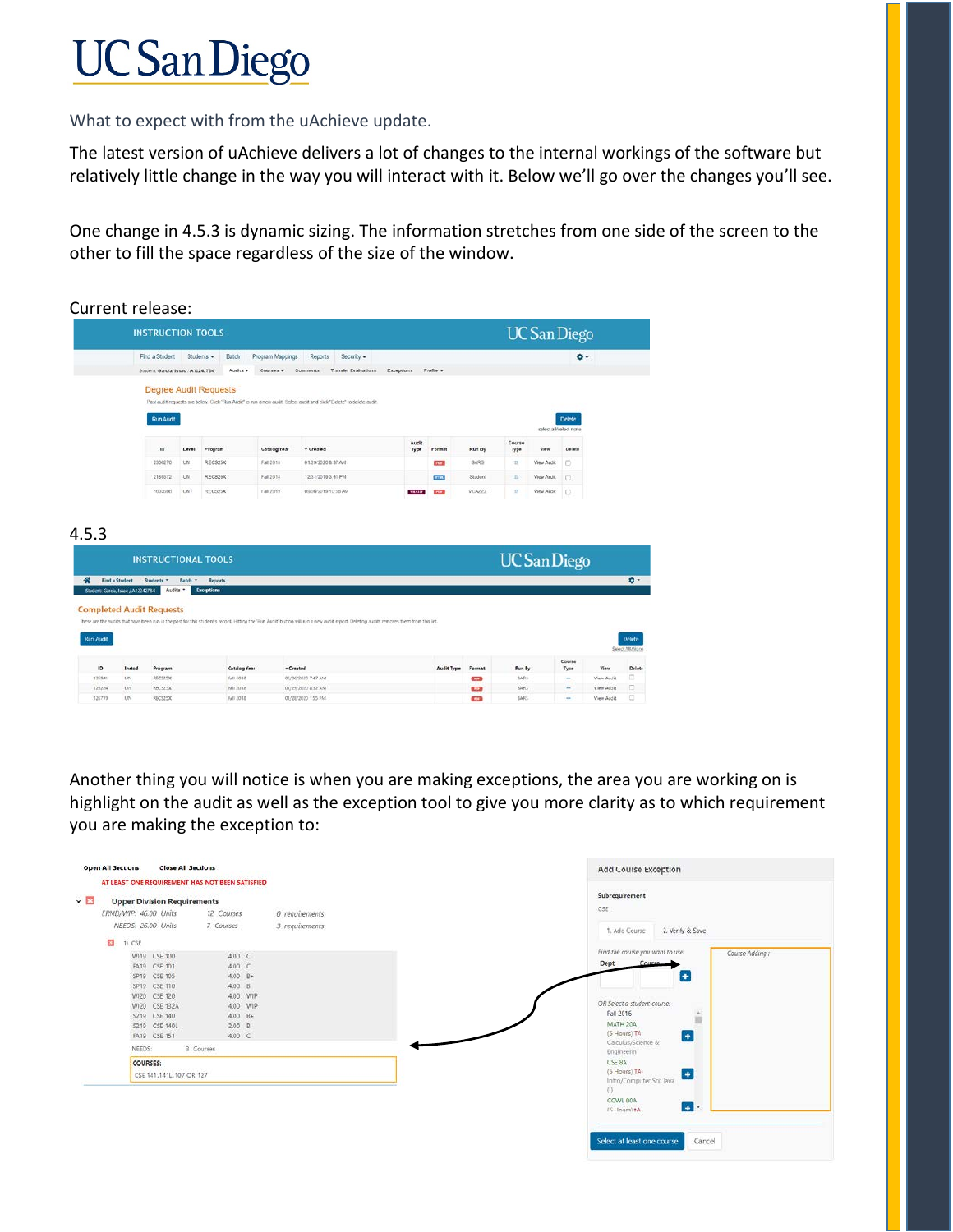# UC San Diego

What to expect with from the uAchieve update.

The latest version of uAchieve delivers a lot of changes to the internal workings of the software but relatively little change in the way you will interact with it. Below we'll go over the changes you'll see.

One change in 4.5.3 is dynamic sizing. The information stretches from one side of the screen to the other to fill the space regardless of the size of the window.

Current release:

4.5.3

Another thing you will notice is when you are making exceptions, the area you are working on is highlight on the audit as well as the exception tool to give you more clarity as to which requirement you are making the exception to: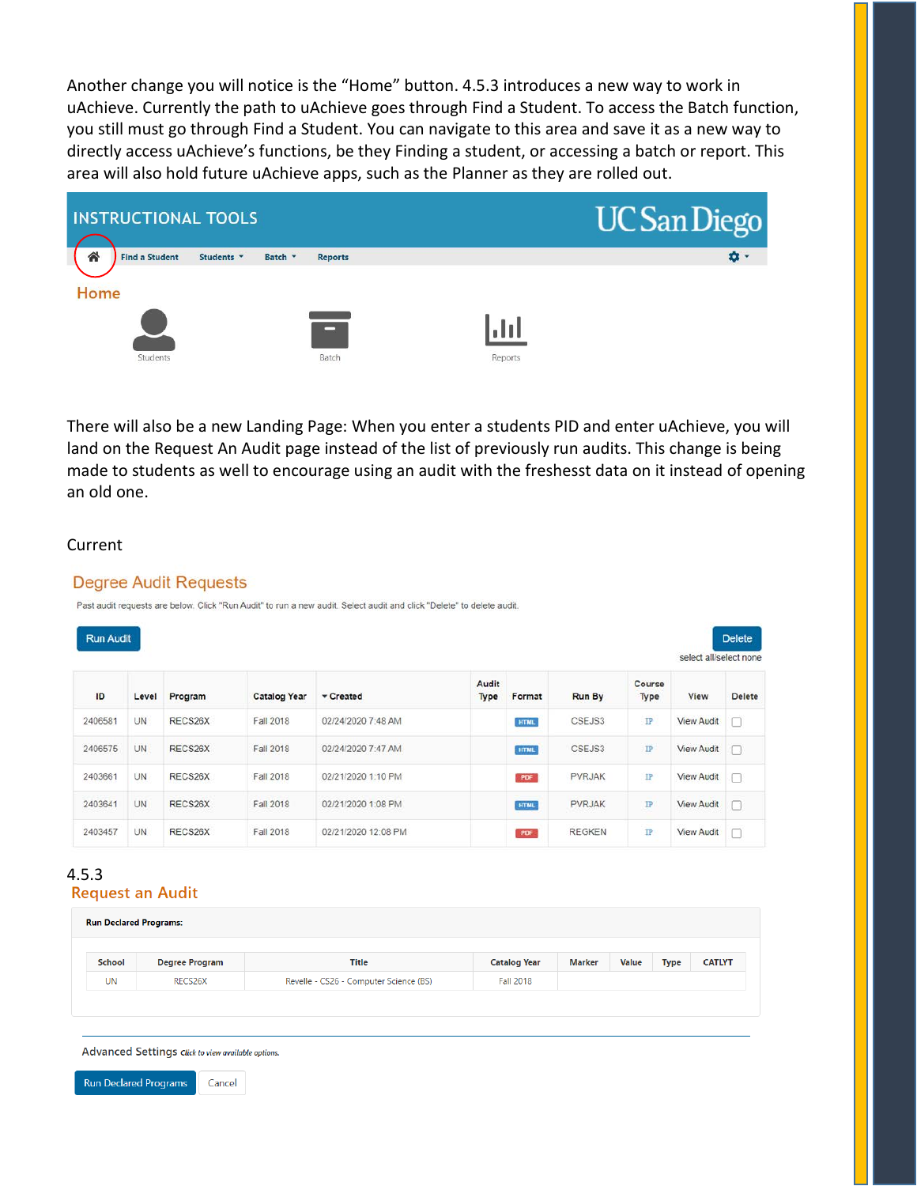Another change you will notice is the "Home" button. 4.5.3 introduces a new way to work in uAchieve. Currently the path to uAchieve goes through Find a Student. To access the Batch function, you still must go through Find a Student. You can navigate to this area and save it as a new way to directly access uAchieve's functions, be they Finding a student, or accessing a batch or report. This area will also hold future uAchieve apps, such as the Planner as they are rolled out.

INSTRUCTIONAL TOOLS — UC San Diego

Find a Student | Students | Batch | Reports

**Home**

Students | Batch | Reports

There will also be a new Landing Page: When you enter a students PID and enter uAchieve, you will land on the Request An Audit page instead of the list of previously run audits. This change is being made to students as well to encourage using an audit with the freshesst data on it instead of opening an old one.

Current

## Degree Audit Requests

Past audit requests are below. Click "Run Audit" to run a new audit. Select audit and click "Delete" to delete audit.

Run Audit | Delete

select all/select none

| ID | Level | Program | Catalog Year | Created | Audit Type | Format | Run By | Course Type | View | Delete |
|---|---|---|---|---|---|---|---|---|---|---|
| 2406581 | UN | RECS26X | Fall 2018 | 02/24/2020 7:48 AM | | HTML | CSEJS3 | IP | View Audit | ☐ |
| 2406575 | UN | RECS26X | Fall 2018 | 02/24/2020 7:47 AM | | HTML | CSEJS3 | IP | View Audit | ☐ |
| 2403661 | UN | RECS26X | Fall 2018 | 02/21/2020 1:10 PM | | PDF | PVRJAK | IP | View Audit | ☐ |
| 2403641 | UN | RECS26X | Fall 2018 | 02/21/2020 1:08 PM | | HTML | PVRJAK | IP | View Audit | ☐ |
| 2403457 | UN | RECS26X | Fall 2018 | 02/21/2020 12:08 PM | | PDF | REGKEN | IP | View Audit | ☐ |

4.5.3

## Request an Audit

**Run Declared Programs:**

| School | Degree Program | Title | Catalog Year | Marker | Value | Type | CATLYT |
|---|---|---|---|---|---|---|---|
| UN | RECS26X | Revelle - CS26 - Computer Science (BS) | Fall 2018 | | | | |

Advanced Settings *Click to view available options.*

Run Declared Programs | Cancel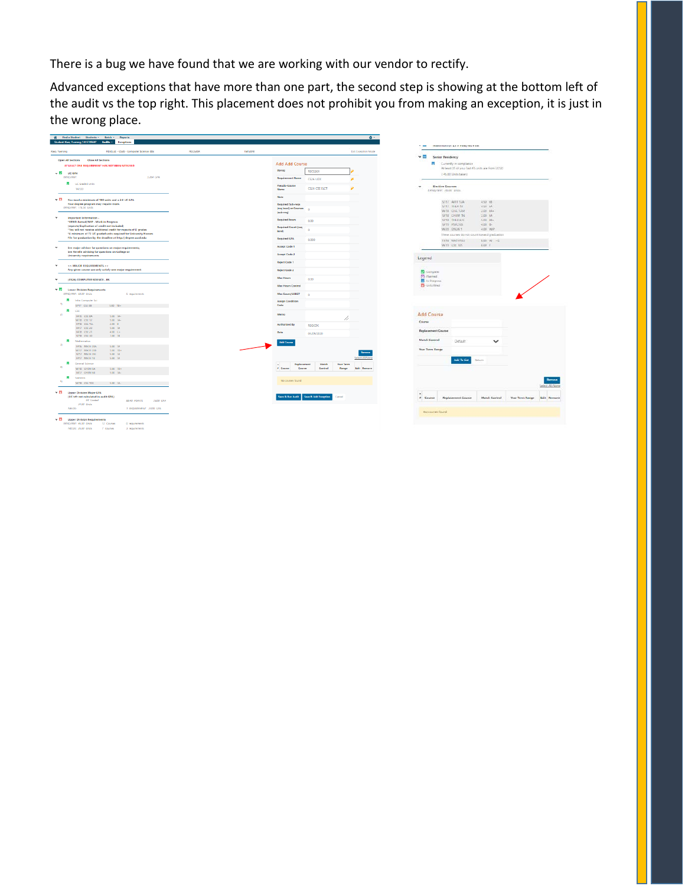There is a bug we have found that we are working with our vendor to rectify.

Advanced exceptions that have more than one part, the second step is showing at the bottom left of the audit vs the top right. This placement does not prohibit you from making an exception, it is just in the wrong place.